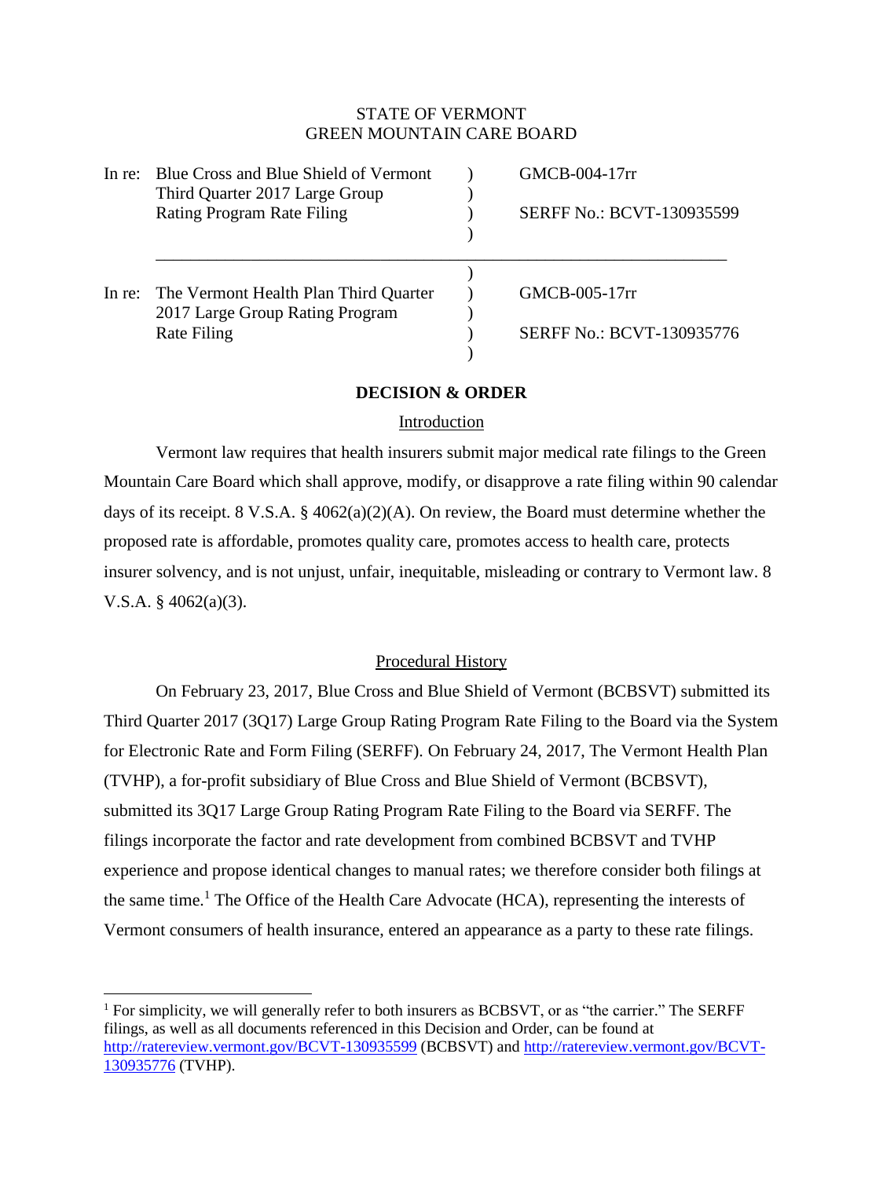STATE OF VERMONT
GREEN MOUNTAIN CARE BOARD

| | | |
|---|---|---|
| In re: Blue Cross and Blue Shield of Vermont Third Quarter 2017 Large Group Rating Program Rate Filing | ) | GMCB-004-17rr<br><br>SERFF No.: BCVT-130935599 |
| In re: The Vermont Health Plan Third Quarter 2017 Large Group Rating Program Rate Filing | ) | GMCB-005-17rr<br><br>SERFF No.: BCVT-130935776 |

## DECISION & ORDER

### Introduction

Vermont law requires that health insurers submit major medical rate filings to the Green Mountain Care Board which shall approve, modify, or disapprove a rate filing within 90 calendar days of its receipt. 8 V.S.A. § 4062(a)(2)(A). On review, the Board must determine whether the proposed rate is affordable, promotes quality care, promotes access to health care, protects insurer solvency, and is not unjust, unfair, inequitable, misleading or contrary to Vermont law. 8 V.S.A. § 4062(a)(3).

### Procedural History

On February 23, 2017, Blue Cross and Blue Shield of Vermont (BCBSVT) submitted its Third Quarter 2017 (3Q17) Large Group Rating Program Rate Filing to the Board via the System for Electronic Rate and Form Filing (SERFF). On February 24, 2017, The Vermont Health Plan (TVHP), a for-profit subsidiary of Blue Cross and Blue Shield of Vermont (BCBSVT), submitted its 3Q17 Large Group Rating Program Rate Filing to the Board via SERFF. The filings incorporate the factor and rate development from combined BCBSVT and TVHP experience and propose identical changes to manual rates; we therefore consider both filings at the same time.[1] The Office of the Health Care Advocate (HCA), representing the interests of Vermont consumers of health insurance, entered an appearance as a party to these rate filings.

[1] For simplicity, we will generally refer to both insurers as BCBSVT, or as "the carrier." The SERFF filings, as well as all documents referenced in this Decision and Order, can be found at http://ratereview.vermont.gov/BCVT-130935599 (BCBSVT) and http://ratereview.vermont.gov/BCVT-130935776 (TVHP).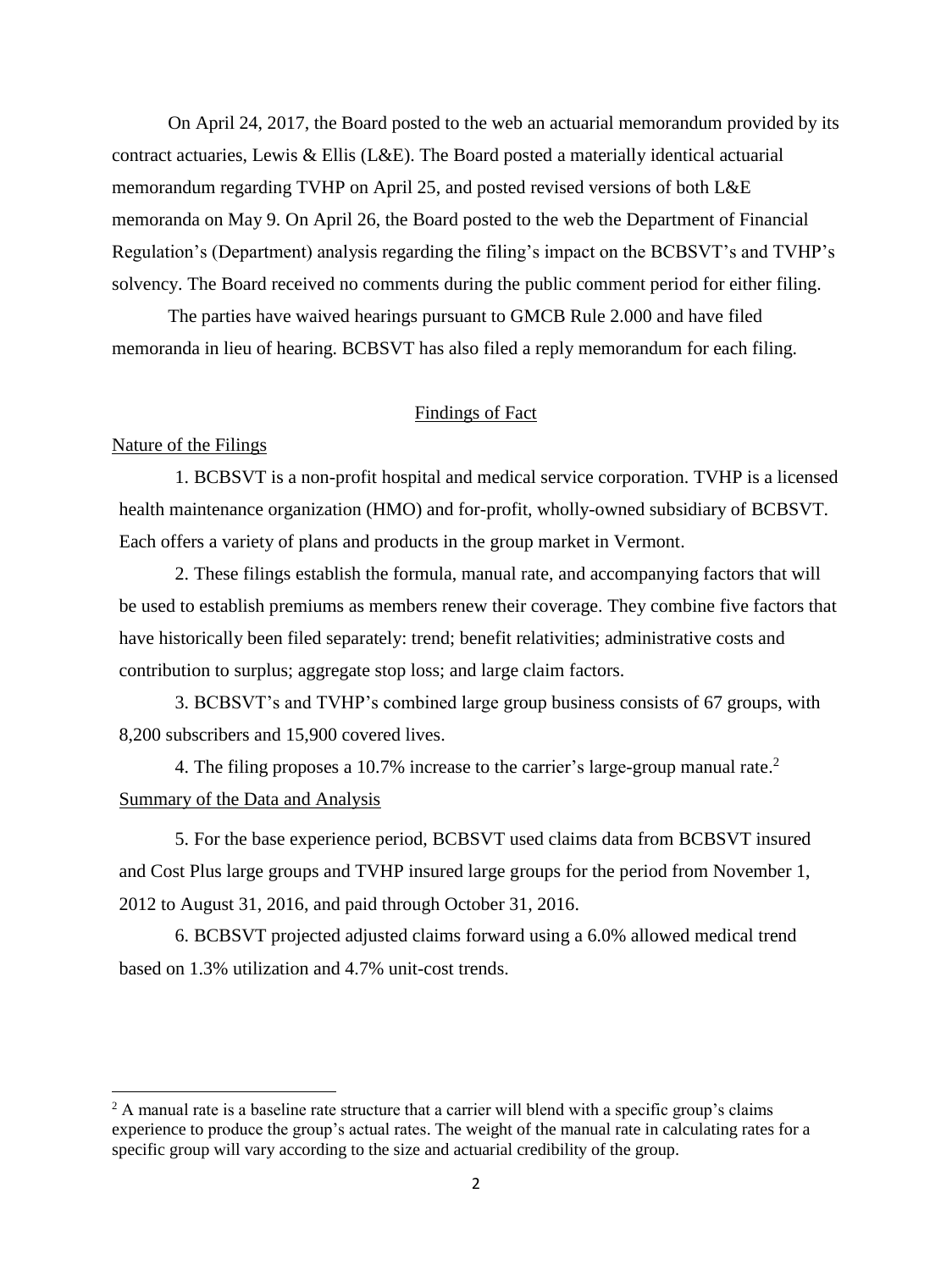On April 24, 2017, the Board posted to the web an actuarial memorandum provided by its contract actuaries, Lewis & Ellis (L&E). The Board posted a materially identical actuarial memorandum regarding TVHP on April 25, and posted revised versions of both L&E memoranda on May 9. On April 26, the Board posted to the web the Department of Financial Regulation's (Department) analysis regarding the filing's impact on the BCBSVT's and TVHP's solvency. The Board received no comments during the public comment period for either filing.

The parties have waived hearings pursuant to GMCB Rule 2.000 and have filed memoranda in lieu of hearing. BCBSVT has also filed a reply memorandum for each filing.

## Findings of Fact

### Nature of the Filings

1. BCBSVT is a non-profit hospital and medical service corporation. TVHP is a licensed health maintenance organization (HMO) and for-profit, wholly-owned subsidiary of BCBSVT. Each offers a variety of plans and products in the group market in Vermont.

2. These filings establish the formula, manual rate, and accompanying factors that will be used to establish premiums as members renew their coverage. They combine five factors that have historically been filed separately: trend; benefit relativities; administrative costs and contribution to surplus; aggregate stop loss; and large claim factors.

3. BCBSVT's and TVHP's combined large group business consists of 67 groups, with 8,200 subscribers and 15,900 covered lives.

4. The filing proposes a 10.7% increase to the carrier's large-group manual rate.[2]

### Summary of the Data and Analysis

5. For the base experience period, BCBSVT used claims data from BCBSVT insured and Cost Plus large groups and TVHP insured large groups for the period from November 1, 2012 to August 31, 2016, and paid through October 31, 2016.

6. BCBSVT projected adjusted claims forward using a 6.0% allowed medical trend based on 1.3% utilization and 4.7% unit-cost trends.

[2] A manual rate is a baseline rate structure that a carrier will blend with a specific group's claims experience to produce the group's actual rates. The weight of the manual rate in calculating rates for a specific group will vary according to the size and actuarial credibility of the group.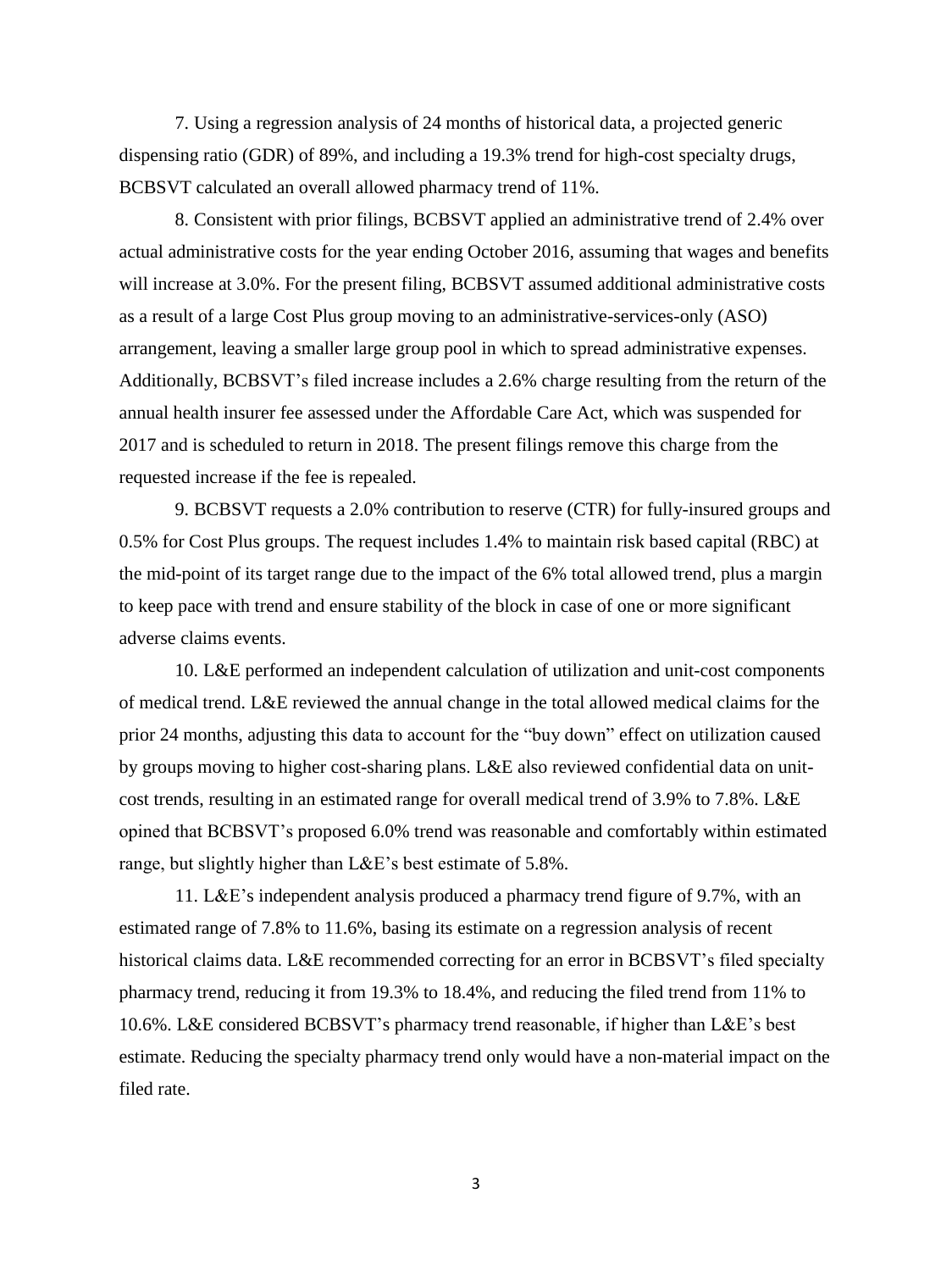7. Using a regression analysis of 24 months of historical data, a projected generic dispensing ratio (GDR) of 89%, and including a 19.3% trend for high-cost specialty drugs, BCBSVT calculated an overall allowed pharmacy trend of 11%.

8. Consistent with prior filings, BCBSVT applied an administrative trend of 2.4% over actual administrative costs for the year ending October 2016, assuming that wages and benefits will increase at 3.0%. For the present filing, BCBSVT assumed additional administrative costs as a result of a large Cost Plus group moving to an administrative-services-only (ASO) arrangement, leaving a smaller large group pool in which to spread administrative expenses. Additionally, BCBSVT's filed increase includes a 2.6% charge resulting from the return of the annual health insurer fee assessed under the Affordable Care Act, which was suspended for 2017 and is scheduled to return in 2018. The present filings remove this charge from the requested increase if the fee is repealed.

9. BCBSVT requests a 2.0% contribution to reserve (CTR) for fully-insured groups and 0.5% for Cost Plus groups. The request includes 1.4% to maintain risk based capital (RBC) at the mid-point of its target range due to the impact of the 6% total allowed trend, plus a margin to keep pace with trend and ensure stability of the block in case of one or more significant adverse claims events.

10. L&E performed an independent calculation of utilization and unit-cost components of medical trend. L&E reviewed the annual change in the total allowed medical claims for the prior 24 months, adjusting this data to account for the "buy down" effect on utilization caused by groups moving to higher cost-sharing plans. L&E also reviewed confidential data on unit-cost trends, resulting in an estimated range for overall medical trend of 3.9% to 7.8%. L&E opined that BCBSVT's proposed 6.0% trend was reasonable and comfortably within estimated range, but slightly higher than L&E's best estimate of 5.8%.

11. L&E's independent analysis produced a pharmacy trend figure of 9.7%, with an estimated range of 7.8% to 11.6%, basing its estimate on a regression analysis of recent historical claims data. L&E recommended correcting for an error in BCBSVT's filed specialty pharmacy trend, reducing it from 19.3% to 18.4%, and reducing the filed trend from 11% to 10.6%. L&E considered BCBSVT's pharmacy trend reasonable, if higher than L&E's best estimate. Reducing the specialty pharmacy trend only would have a non-material impact on the filed rate.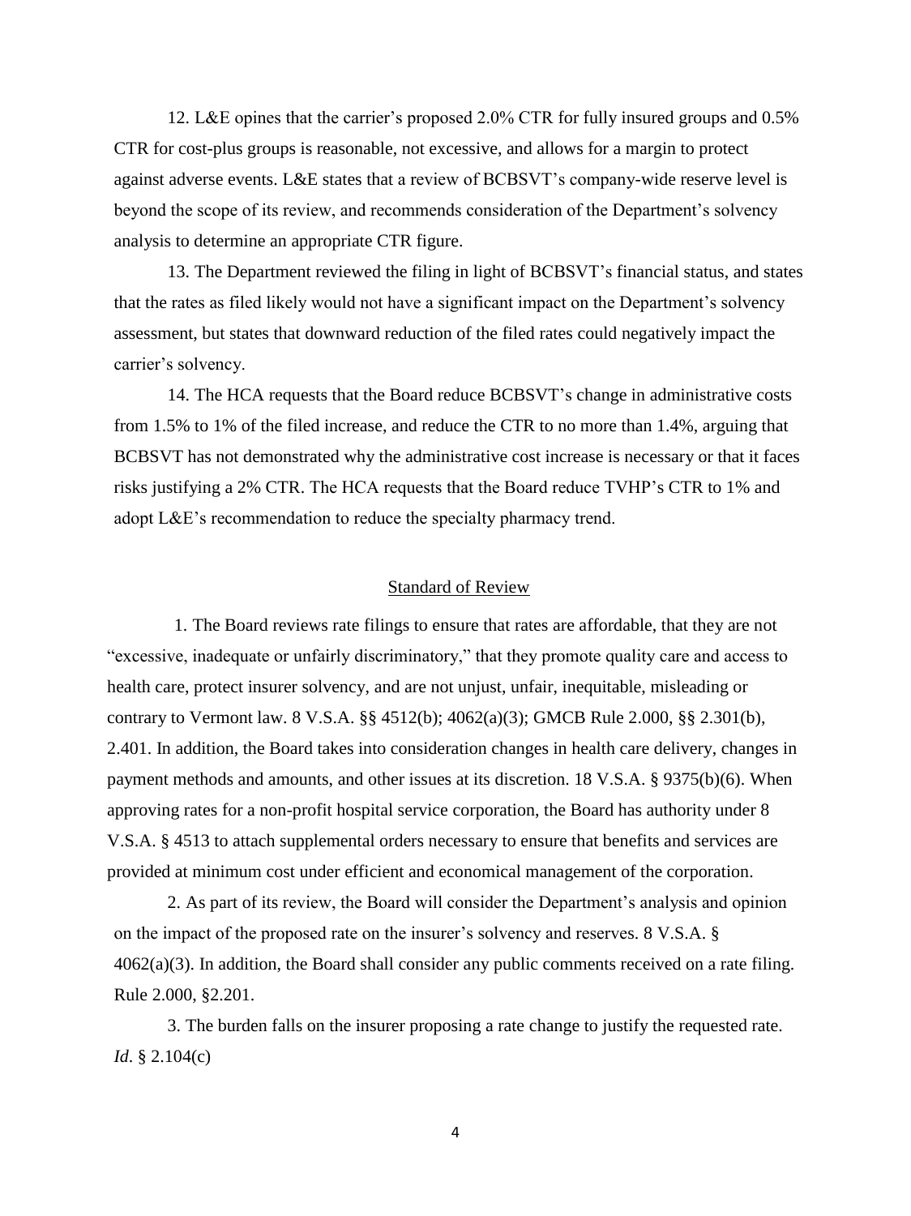12. L&E opines that the carrier's proposed 2.0% CTR for fully insured groups and 0.5% CTR for cost-plus groups is reasonable, not excessive, and allows for a margin to protect against adverse events. L&E states that a review of BCBSVT's company-wide reserve level is beyond the scope of its review, and recommends consideration of the Department's solvency analysis to determine an appropriate CTR figure.

13. The Department reviewed the filing in light of BCBSVT's financial status, and states that the rates as filed likely would not have a significant impact on the Department's solvency assessment, but states that downward reduction of the filed rates could negatively impact the carrier's solvency.

14. The HCA requests that the Board reduce BCBSVT's change in administrative costs from 1.5% to 1% of the filed increase, and reduce the CTR to no more than 1.4%, arguing that BCBSVT has not demonstrated why the administrative cost increase is necessary or that it faces risks justifying a 2% CTR. The HCA requests that the Board reduce TVHP's CTR to 1% and adopt L&E's recommendation to reduce the specialty pharmacy trend.

## Standard of Review

1. The Board reviews rate filings to ensure that rates are affordable, that they are not "excessive, inadequate or unfairly discriminatory," that they promote quality care and access to health care, protect insurer solvency, and are not unjust, unfair, inequitable, misleading or contrary to Vermont law. 8 V.S.A. §§ 4512(b); 4062(a)(3); GMCB Rule 2.000, §§ 2.301(b), 2.401. In addition, the Board takes into consideration changes in health care delivery, changes in payment methods and amounts, and other issues at its discretion. 18 V.S.A. § 9375(b)(6). When approving rates for a non-profit hospital service corporation, the Board has authority under 8 V.S.A. § 4513 to attach supplemental orders necessary to ensure that benefits and services are provided at minimum cost under efficient and economical management of the corporation.

2. As part of its review, the Board will consider the Department's analysis and opinion on the impact of the proposed rate on the insurer's solvency and reserves. 8 V.S.A. § 4062(a)(3). In addition, the Board shall consider any public comments received on a rate filing. Rule 2.000, §2.201.

3. The burden falls on the insurer proposing a rate change to justify the requested rate. *Id*. § 2.104(c)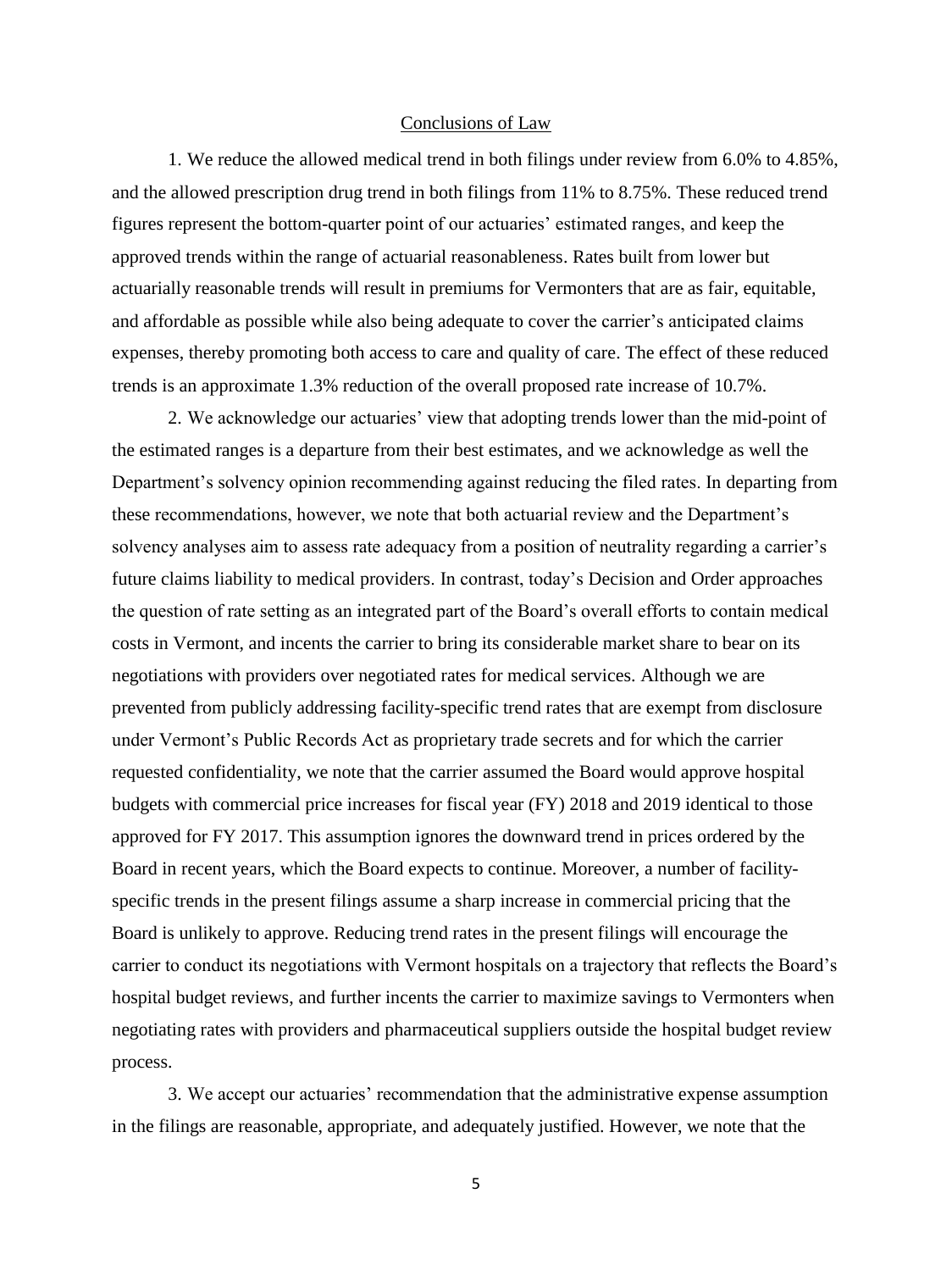## Conclusions of Law

1. We reduce the allowed medical trend in both filings under review from 6.0% to 4.85%, and the allowed prescription drug trend in both filings from 11% to 8.75%. These reduced trend figures represent the bottom-quarter point of our actuaries' estimated ranges, and keep the approved trends within the range of actuarial reasonableness. Rates built from lower but actuarially reasonable trends will result in premiums for Vermonters that are as fair, equitable, and affordable as possible while also being adequate to cover the carrier's anticipated claims expenses, thereby promoting both access to care and quality of care. The effect of these reduced trends is an approximate 1.3% reduction of the overall proposed rate increase of 10.7%.

2. We acknowledge our actuaries' view that adopting trends lower than the mid-point of the estimated ranges is a departure from their best estimates, and we acknowledge as well the Department's solvency opinion recommending against reducing the filed rates. In departing from these recommendations, however, we note that both actuarial review and the Department's solvency analyses aim to assess rate adequacy from a position of neutrality regarding a carrier's future claims liability to medical providers. In contrast, today's Decision and Order approaches the question of rate setting as an integrated part of the Board's overall efforts to contain medical costs in Vermont, and incents the carrier to bring its considerable market share to bear on its negotiations with providers over negotiated rates for medical services. Although we are prevented from publicly addressing facility-specific trend rates that are exempt from disclosure under Vermont's Public Records Act as proprietary trade secrets and for which the carrier requested confidentiality, we note that the carrier assumed the Board would approve hospital budgets with commercial price increases for fiscal year (FY) 2018 and 2019 identical to those approved for FY 2017. This assumption ignores the downward trend in prices ordered by the Board in recent years, which the Board expects to continue. Moreover, a number of facility-specific trends in the present filings assume a sharp increase in commercial pricing that the Board is unlikely to approve. Reducing trend rates in the present filings will encourage the carrier to conduct its negotiations with Vermont hospitals on a trajectory that reflects the Board's hospital budget reviews, and further incents the carrier to maximize savings to Vermonters when negotiating rates with providers and pharmaceutical suppliers outside the hospital budget review process.

3. We accept our actuaries' recommendation that the administrative expense assumption in the filings are reasonable, appropriate, and adequately justified. However, we note that the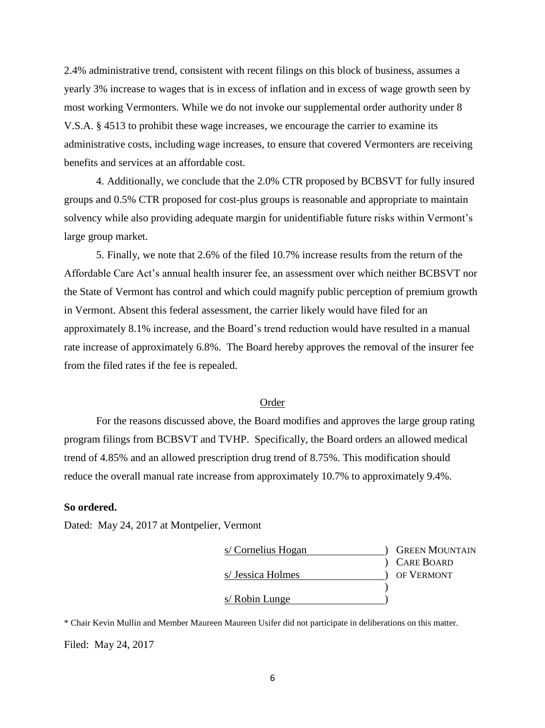2.4% administrative trend, consistent with recent filings on this block of business, assumes a yearly 3% increase to wages that is in excess of inflation and in excess of wage growth seen by most working Vermonters. While we do not invoke our supplemental order authority under 8 V.S.A. § 4513 to prohibit these wage increases, we encourage the carrier to examine its administrative costs, including wage increases, to ensure that covered Vermonters are receiving benefits and services at an affordable cost.

4. Additionally, we conclude that the 2.0% CTR proposed by BCBSVT for fully insured groups and 0.5% CTR proposed for cost-plus groups is reasonable and appropriate to maintain solvency while also providing adequate margin for unidentifiable future risks within Vermont's large group market.

5. Finally, we note that 2.6% of the filed 10.7% increase results from the return of the Affordable Care Act's annual health insurer fee, an assessment over which neither BCBSVT nor the State of Vermont has control and which could magnify public perception of premium growth in Vermont. Absent this federal assessment, the carrier likely would have filed for an approximately 8.1% increase, and the Board's trend reduction would have resulted in a manual rate increase of approximately 6.8%. The Board hereby approves the removal of the insurer fee from the filed rates if the fee is repealed.

## Order

For the reasons discussed above, the Board modifies and approves the large group rating program filings from BCBSVT and TVHP. Specifically, the Board orders an allowed medical trend of 4.85% and an allowed prescription drug trend of 8.75%. This modification should reduce the overall manual rate increase from approximately 10.7% to approximately 9.4%.

**So ordered.**

Dated: May 24, 2017 at Montpelier, Vermont

s/ Cornelius Hogan ) GREEN MOUNTAIN
) CARE BOARD
s/ Jessica Holmes ) OF VERMONT
)
s/ Robin Lunge )

* Chair Kevin Mullin and Member Maureen Maureen Usifer did not participate in deliberations on this matter.

Filed: May 24, 2017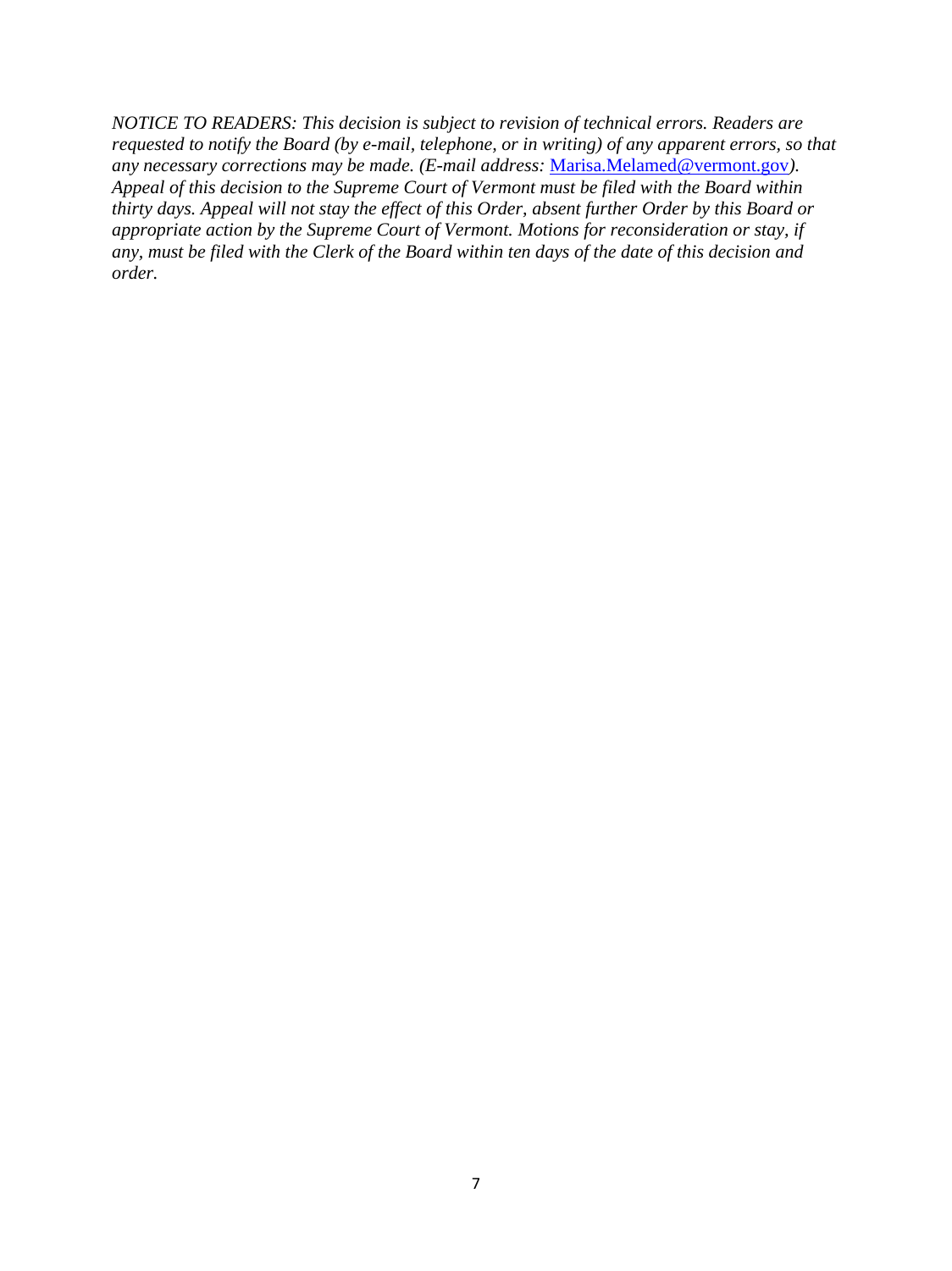*NOTICE TO READERS: This decision is subject to revision of technical errors. Readers are requested to notify the Board (by e-mail, telephone, or in writing) of any apparent errors, so that any necessary corrections may be made. (E-mail address:* Marisa.Melamed@vermont.gov*). Appeal of this decision to the Supreme Court of Vermont must be filed with the Board within thirty days. Appeal will not stay the effect of this Order, absent further Order by this Board or appropriate action by the Supreme Court of Vermont. Motions for reconsideration or stay, if any, must be filed with the Clerk of the Board within ten days of the date of this decision and order.*